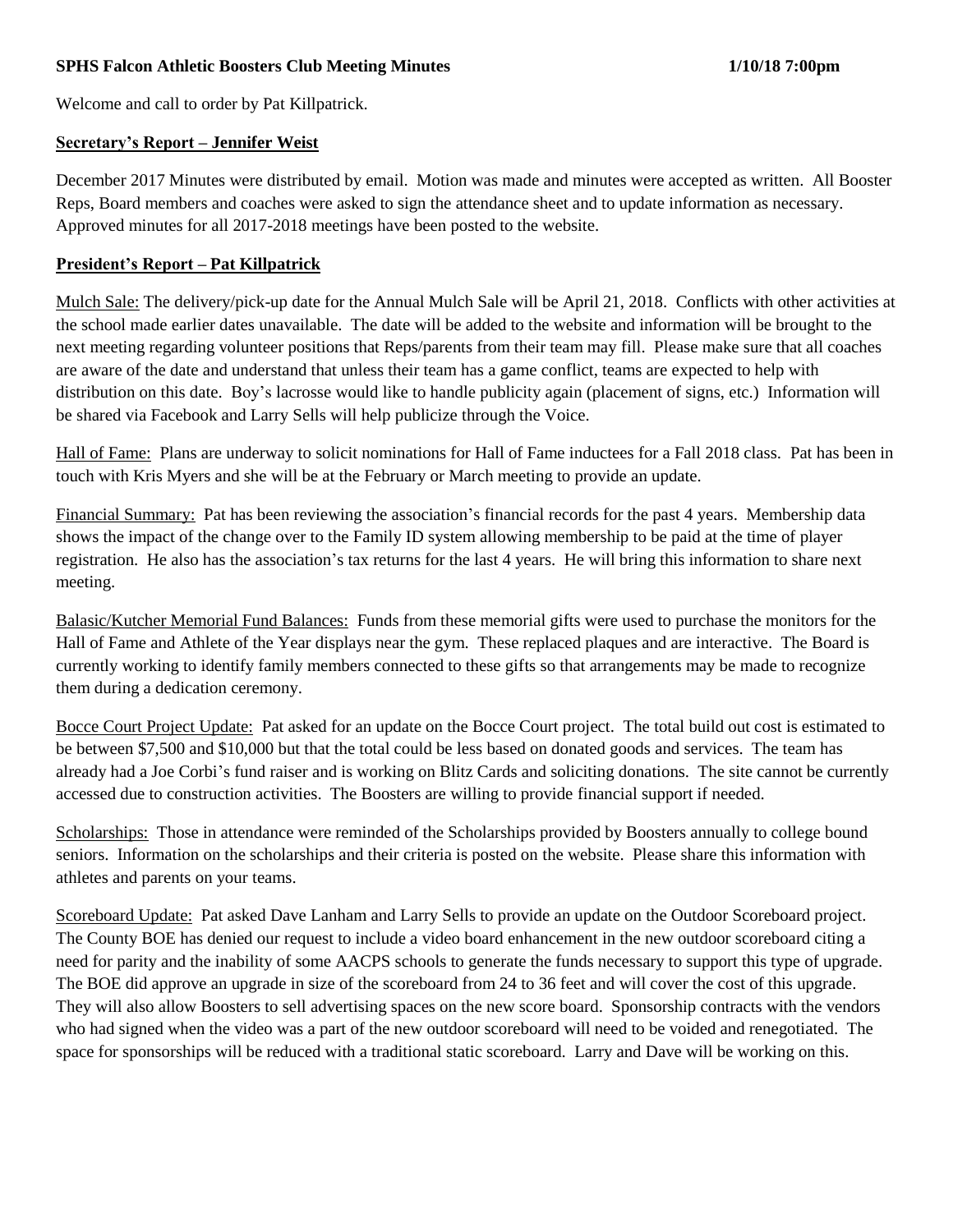**SPHS Falcon Athletic Boosters Club Meeting Minutes 1/10/18 7:00pm**

Welcome and call to order by Pat Killpatrick.

## Secretary's Report – Jennifer Weist

December 2017 Minutes were distributed by email. Motion was made and minutes were accepted as written. All Booster Reps, Board members and coaches were asked to sign the attendance sheet and to update information as necessary. Approved minutes for all 2017-2018 meetings have been posted to the website.

## President's Report – Pat Killpatrick

Mulch Sale: The delivery/pick-up date for the Annual Mulch Sale will be April 21, 2018. Conflicts with other activities at the school made earlier dates unavailable. The date will be added to the website and information will be brought to the next meeting regarding volunteer positions that Reps/parents from their team may fill. Please make sure that all coaches are aware of the date and understand that unless their team has a game conflict, teams are expected to help with distribution on this date. Boy's lacrosse would like to handle publicity again (placement of signs, etc.) Information will be shared via Facebook and Larry Sells will help publicize through the Voice.

Hall of Fame: Plans are underway to solicit nominations for Hall of Fame inductees for a Fall 2018 class. Pat has been in touch with Kris Myers and she will be at the February or March meeting to provide an update.

Financial Summary: Pat has been reviewing the association's financial records for the past 4 years. Membership data shows the impact of the change over to the Family ID system allowing membership to be paid at the time of player registration. He also has the association's tax returns for the last 4 years. He will bring this information to share next meeting.

Balasic/Kutcher Memorial Fund Balances: Funds from these memorial gifts were used to purchase the monitors for the Hall of Fame and Athlete of the Year displays near the gym. These replaced plaques and are interactive. The Board is currently working to identify family members connected to these gifts so that arrangements may be made to recognize them during a dedication ceremony.

Bocce Court Project Update: Pat asked for an update on the Bocce Court project. The total build out cost is estimated to be between $7,500 and $10,000 but that the total could be less based on donated goods and services. The team has already had a Joe Corbi's fund raiser and is working on Blitz Cards and soliciting donations. The site cannot be currently accessed due to construction activities. The Boosters are willing to provide financial support if needed.

Scholarships: Those in attendance were reminded of the Scholarships provided by Boosters annually to college bound seniors. Information on the scholarships and their criteria is posted on the website. Please share this information with athletes and parents on your teams.

Scoreboard Update: Pat asked Dave Lanham and Larry Sells to provide an update on the Outdoor Scoreboard project. The County BOE has denied our request to include a video board enhancement in the new outdoor scoreboard citing a need for parity and the inability of some AACPS schools to generate the funds necessary to support this type of upgrade. The BOE did approve an upgrade in size of the scoreboard from 24 to 36 feet and will cover the cost of this upgrade. They will also allow Boosters to sell advertising spaces on the new score board. Sponsorship contracts with the vendors who had signed when the video was a part of the new outdoor scoreboard will need to be voided and renegotiated. The space for sponsorships will be reduced with a traditional static scoreboard. Larry and Dave will be working on this.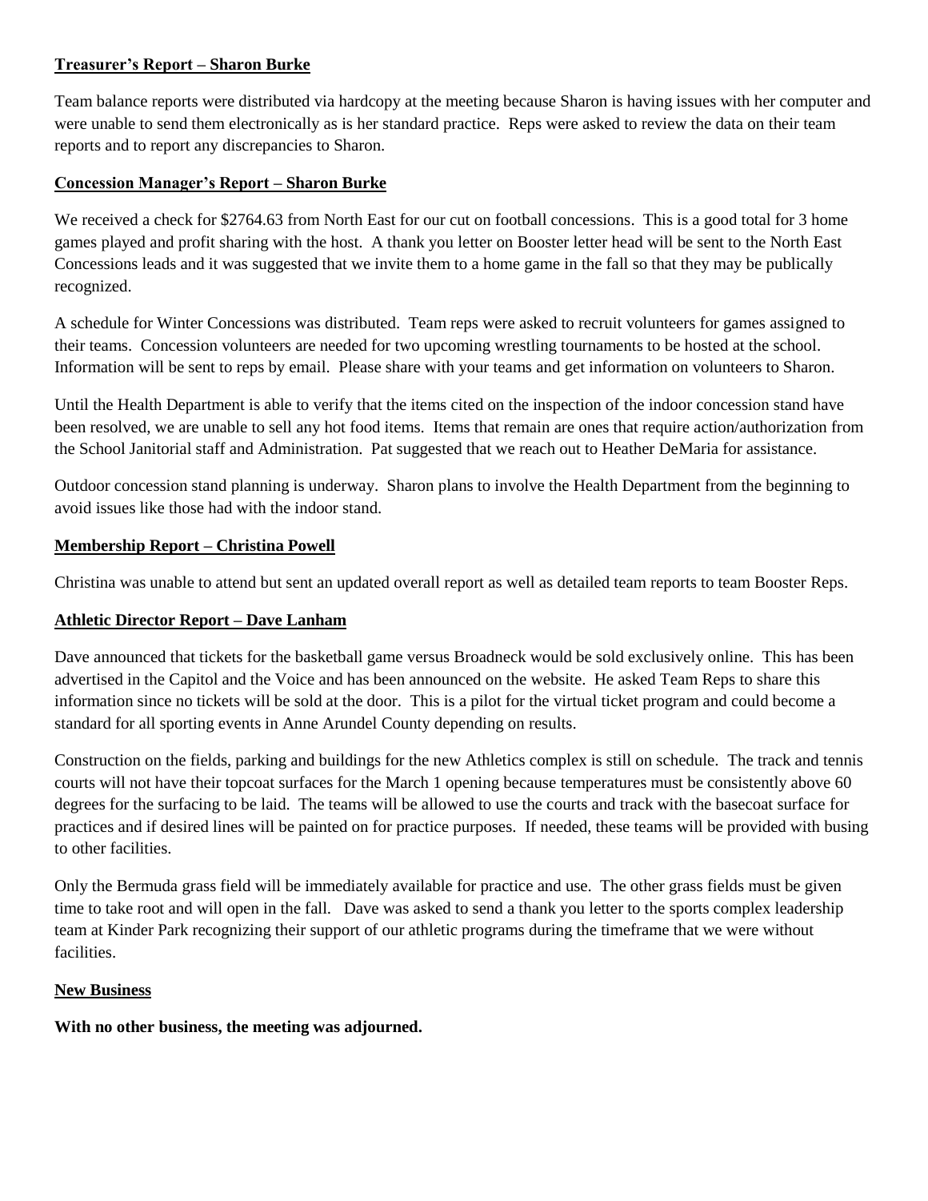**Treasurer's Report – Sharon Burke**

Team balance reports were distributed via hardcopy at the meeting because Sharon is having issues with her computer and were unable to send them electronically as is her standard practice. Reps were asked to review the data on their team reports and to report any discrepancies to Sharon.

**Concession Manager's Report – Sharon Burke**

We received a check for $2764.63 from North East for our cut on football concessions. This is a good total for 3 home games played and profit sharing with the host. A thank you letter on Booster letter head will be sent to the North East Concessions leads and it was suggested that we invite them to a home game in the fall so that they may be publically recognized.

A schedule for Winter Concessions was distributed. Team reps were asked to recruit volunteers for games assigned to their teams. Concession volunteers are needed for two upcoming wrestling tournaments to be hosted at the school. Information will be sent to reps by email. Please share with your teams and get information on volunteers to Sharon.

Until the Health Department is able to verify that the items cited on the inspection of the indoor concession stand have been resolved, we are unable to sell any hot food items. Items that remain are ones that require action/authorization from the School Janitorial staff and Administration. Pat suggested that we reach out to Heather DeMaria for assistance.

Outdoor concession stand planning is underway. Sharon plans to involve the Health Department from the beginning to avoid issues like those had with the indoor stand.

**Membership Report – Christina Powell**

Christina was unable to attend but sent an updated overall report as well as detailed team reports to team Booster Reps.

**Athletic Director Report – Dave Lanham**

Dave announced that tickets for the basketball game versus Broadneck would be sold exclusively online. This has been advertised in the Capitol and the Voice and has been announced on the website. He asked Team Reps to share this information since no tickets will be sold at the door. This is a pilot for the virtual ticket program and could become a standard for all sporting events in Anne Arundel County depending on results.

Construction on the fields, parking and buildings for the new Athletics complex is still on schedule. The track and tennis courts will not have their topcoat surfaces for the March 1 opening because temperatures must be consistently above 60 degrees for the surfacing to be laid. The teams will be allowed to use the courts and track with the basecoat surface for practices and if desired lines will be painted on for practice purposes. If needed, these teams will be provided with busing to other facilities.

Only the Bermuda grass field will be immediately available for practice and use. The other grass fields must be given time to take root and will open in the fall. Dave was asked to send a thank you letter to the sports complex leadership team at Kinder Park recognizing their support of our athletic programs during the timeframe that we were without facilities.

**New Business**

**With no other business, the meeting was adjourned.**